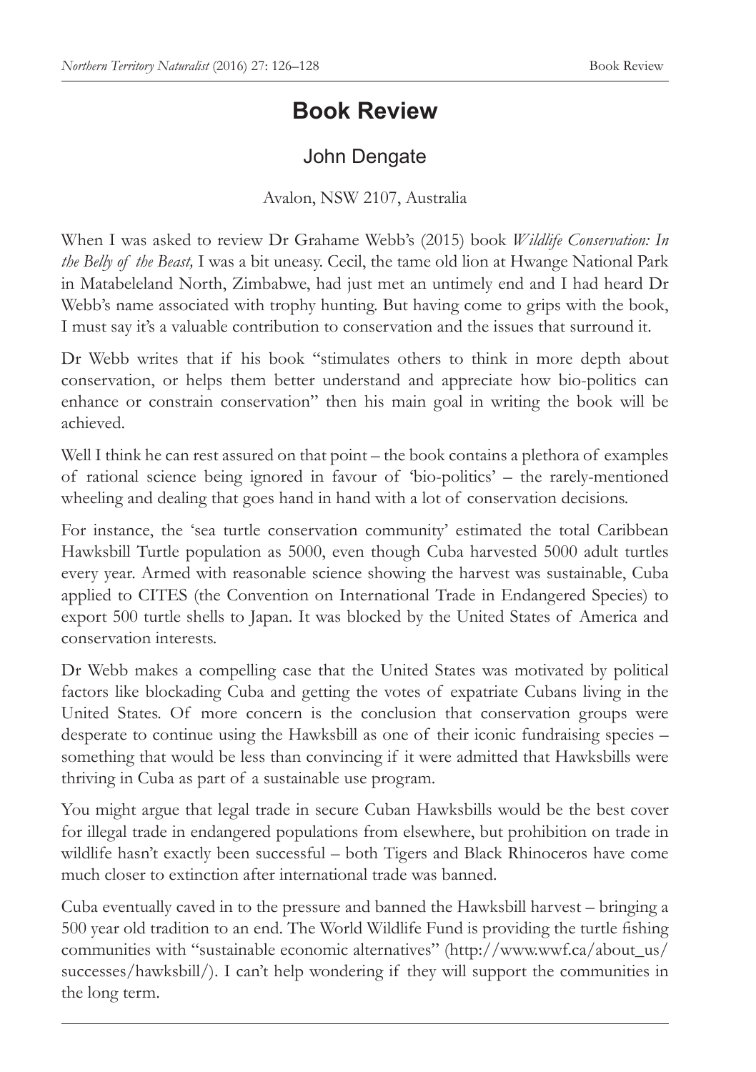# Book Review

## John Dengate

Avalon, NSW 2107, Australia

When I was asked to review Dr Grahame Webb's (2015) book *Wildlife Conservation: In the Belly of the Beast,* I was a bit uneasy. Cecil, the tame old lion at Hwange National Park in Matabeleland North, Zimbabwe, had just met an untimely end and I had heard Dr Webb's name associated with trophy hunting. But having come to grips with the book, I must say it's a valuable contribution to conservation and the issues that surround it.

Dr Webb writes that if his book "stimulates others to think in more depth about conservation, or helps them better understand and appreciate how bio-politics can enhance or constrain conservation" then his main goal in writing the book will be achieved.

Well I think he can rest assured on that point – the book contains a plethora of examples of rational science being ignored in favour of 'bio-politics' – the rarely-mentioned wheeling and dealing that goes hand in hand with a lot of conservation decisions.

For instance, the 'sea turtle conservation community' estimated the total Caribbean Hawksbill Turtle population as 5000, even though Cuba harvested 5000 adult turtles every year. Armed with reasonable science showing the harvest was sustainable, Cuba applied to CITES (the Convention on International Trade in Endangered Species) to export 500 turtle shells to Japan. It was blocked by the United States of America and conservation interests.

Dr Webb makes a compelling case that the United States was motivated by political factors like blockading Cuba and getting the votes of expatriate Cubans living in the United States. Of more concern is the conclusion that conservation groups were desperate to continue using the Hawksbill as one of their iconic fundraising species – something that would be less than convincing if it were admitted that Hawksbills were thriving in Cuba as part of a sustainable use program.

You might argue that legal trade in secure Cuban Hawksbills would be the best cover for illegal trade in endangered populations from elsewhere, but prohibition on trade in wildlife hasn't exactly been successful – both Tigers and Black Rhinoceros have come much closer to extinction after international trade was banned.

Cuba eventually caved in to the pressure and banned the Hawksbill harvest – bringing a 500 year old tradition to an end. The World Wildlife Fund is providing the turtle fishing communities with "sustainable economic alternatives" (http://www.wwf.ca/about_us/successes/hawksbill/). I can't help wondering if they will support the communities in the long term.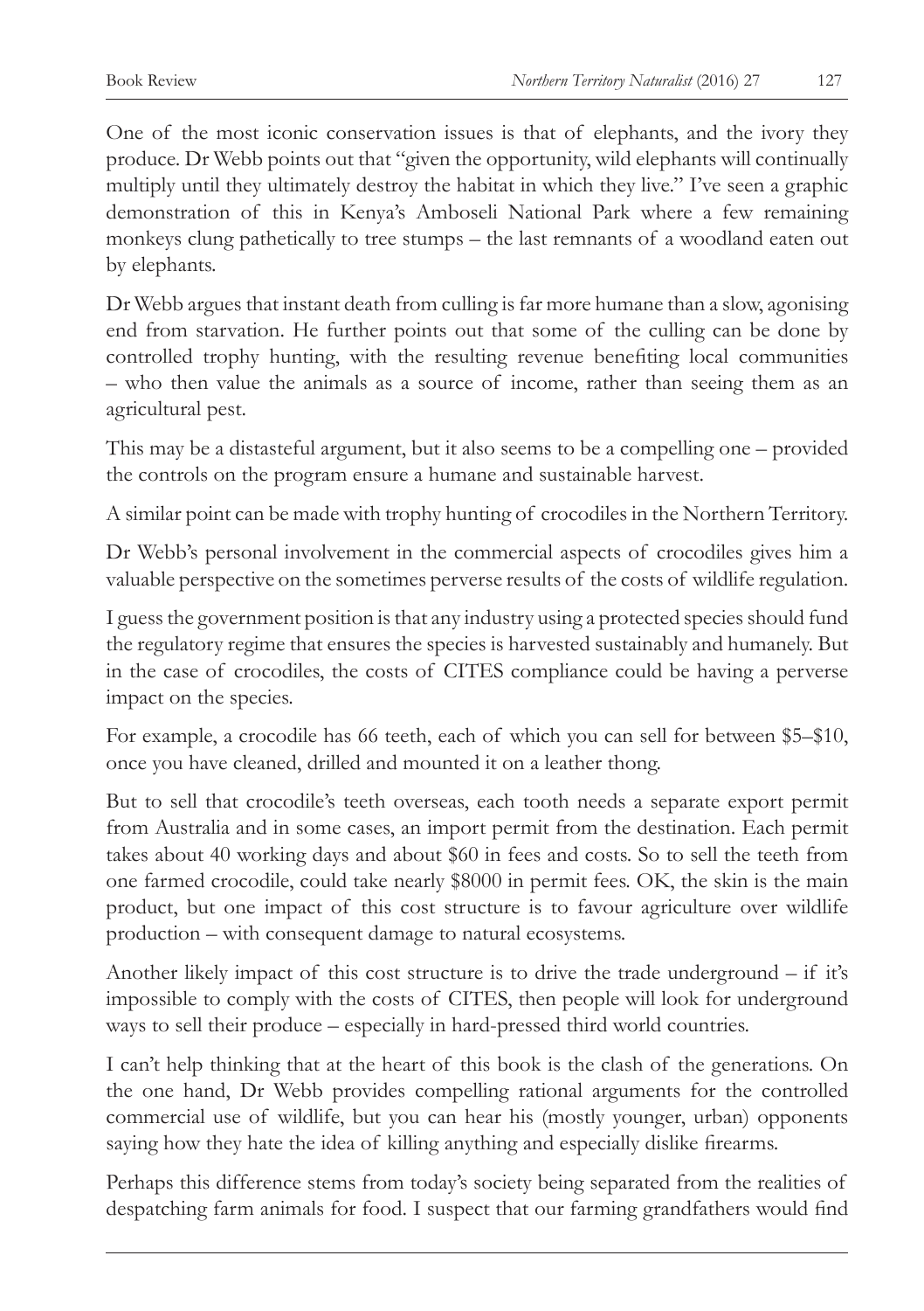One of the most iconic conservation issues is that of elephants, and the ivory they produce. Dr Webb points out that "given the opportunity, wild elephants will continually multiply until they ultimately destroy the habitat in which they live." I've seen a graphic demonstration of this in Kenya's Amboseli National Park where a few remaining monkeys clung pathetically to tree stumps – the last remnants of a woodland eaten out by elephants.

Dr Webb argues that instant death from culling is far more humane than a slow, agonising end from starvation. He further points out that some of the culling can be done by controlled trophy hunting, with the resulting revenue benefiting local communities – who then value the animals as a source of income, rather than seeing them as an agricultural pest.

This may be a distasteful argument, but it also seems to be a compelling one – provided the controls on the program ensure a humane and sustainable harvest.

A similar point can be made with trophy hunting of crocodiles in the Northern Territory.

Dr Webb's personal involvement in the commercial aspects of crocodiles gives him a valuable perspective on the sometimes perverse results of the costs of wildlife regulation.

I guess the government position is that any industry using a protected species should fund the regulatory regime that ensures the species is harvested sustainably and humanely. But in the case of crocodiles, the costs of CITES compliance could be having a perverse impact on the species.

For example, a crocodile has 66 teeth, each of which you can sell for between \$5–\$10, once you have cleaned, drilled and mounted it on a leather thong.

But to sell that crocodile's teeth overseas, each tooth needs a separate export permit from Australia and in some cases, an import permit from the destination. Each permit takes about 40 working days and about \$60 in fees and costs. So to sell the teeth from one farmed crocodile, could take nearly \$8000 in permit fees. OK, the skin is the main product, but one impact of this cost structure is to favour agriculture over wildlife production – with consequent damage to natural ecosystems.

Another likely impact of this cost structure is to drive the trade underground – if it's impossible to comply with the costs of CITES, then people will look for underground ways to sell their produce – especially in hard-pressed third world countries.

I can't help thinking that at the heart of this book is the clash of the generations. On the one hand, Dr Webb provides compelling rational arguments for the controlled commercial use of wildlife, but you can hear his (mostly younger, urban) opponents saying how they hate the idea of killing anything and especially dislike firearms.

Perhaps this difference stems from today's society being separated from the realities of despatching farm animals for food. I suspect that our farming grandfathers would find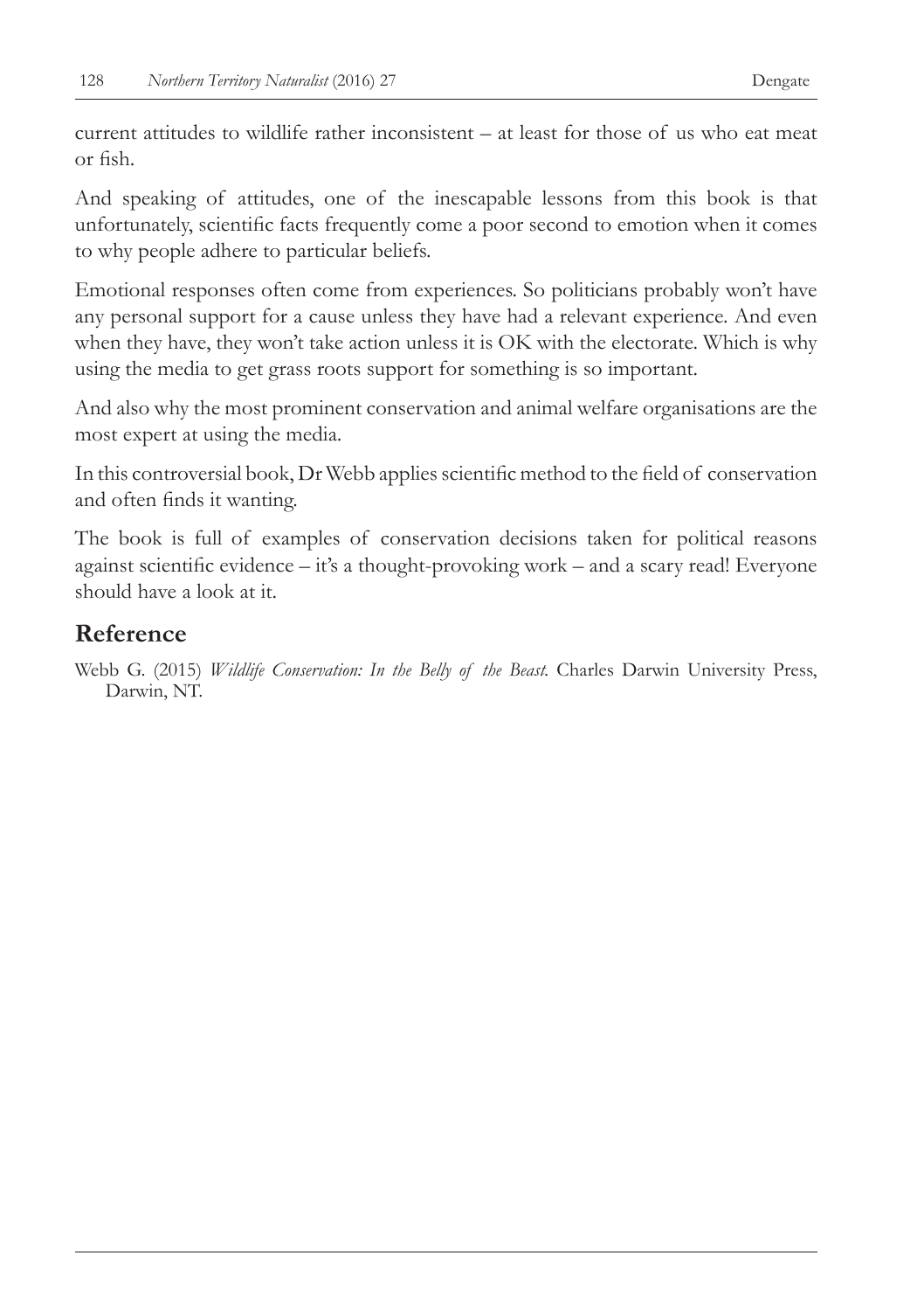current attitudes to wildlife rather inconsistent – at least for those of us who eat meat or fish.

And speaking of attitudes, one of the inescapable lessons from this book is that unfortunately, scientific facts frequently come a poor second to emotion when it comes to why people adhere to particular beliefs.

Emotional responses often come from experiences. So politicians probably won't have any personal support for a cause unless they have had a relevant experience. And even when they have, they won't take action unless it is OK with the electorate. Which is why using the media to get grass roots support for something is so important.

And also why the most prominent conservation and animal welfare organisations are the most expert at using the media.

In this controversial book, Dr Webb applies scientific method to the field of conservation and often finds it wanting.

The book is full of examples of conservation decisions taken for political reasons against scientific evidence – it's a thought-provoking work – and a scary read! Everyone should have a look at it.

## Reference

Webb G. (2015) *Wildlife Conservation: In the Belly of the Beast.* Charles Darwin University Press, Darwin, NT.